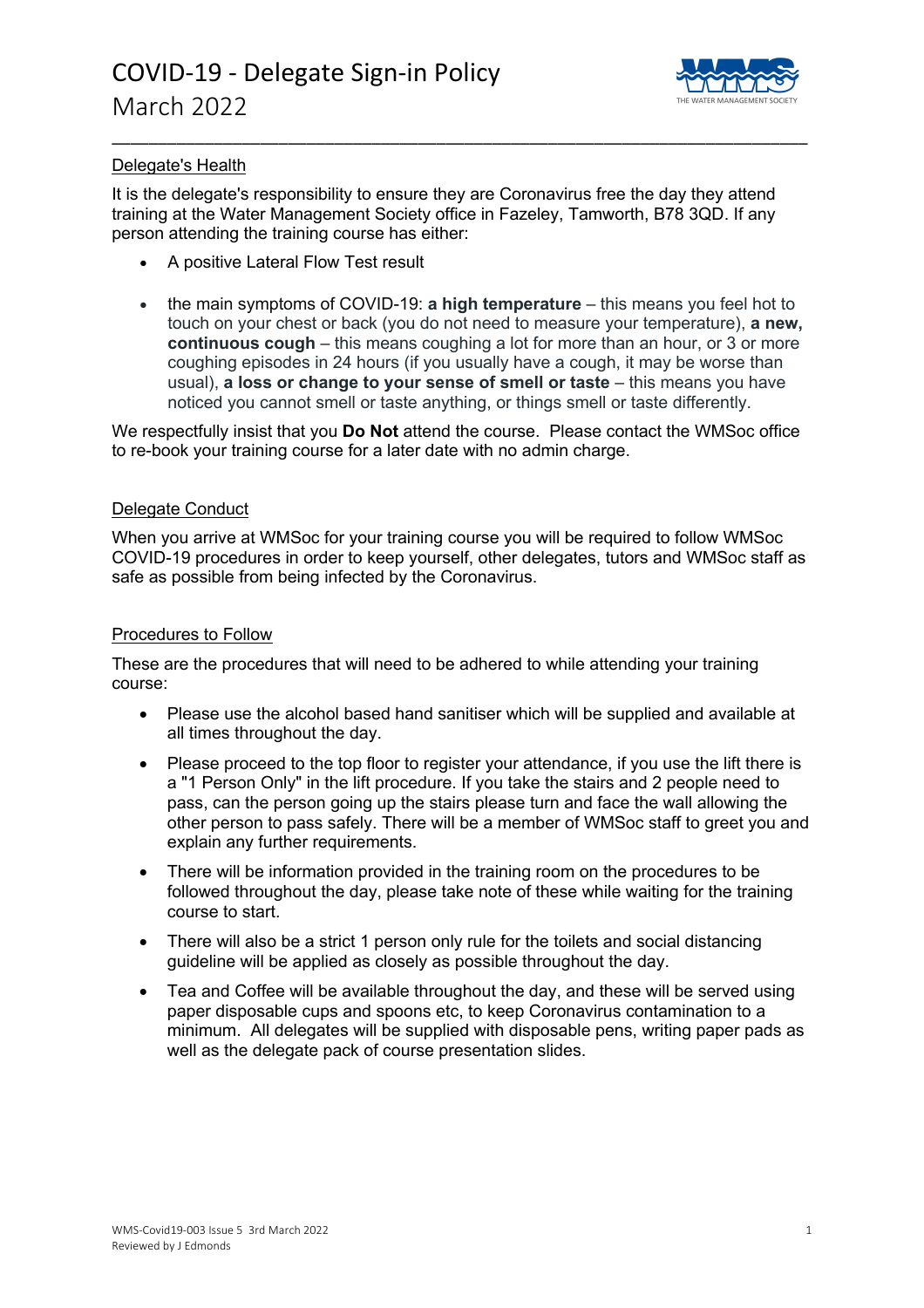# COVID-19 - Delegate Sign-in Policy
March 2022

---

## Delegate's Health

It is the delegate's responsibility to ensure they are Coronavirus free the day they attend training at the Water Management Society office in Fazeley, Tamworth, B78 3QD. If any person attending the training course has either:

- A positive Lateral Flow Test result
- the main symptoms of COVID-19: **a high temperature** – this means you feel hot to touch on your chest or back (you do not need to measure your temperature), **a new, continuous cough** – this means coughing a lot for more than an hour, or 3 or more coughing episodes in 24 hours (if you usually have a cough, it may be worse than usual), **a loss or change to your sense of smell or taste** – this means you have noticed you cannot smell or taste anything, or things smell or taste differently.

We respectfully insist that you **Do Not** attend the course. Please contact the WMSoc office to re-book your training course for a later date with no admin charge.

## Delegate Conduct

When you arrive at WMSoc for your training course you will be required to follow WMSoc COVID-19 procedures in order to keep yourself, other delegates, tutors and WMSoc staff as safe as possible from being infected by the Coronavirus.

## Procedures to Follow

These are the procedures that will need to be adhered to while attending your training course:

- Please use the alcohol based hand sanitiser which will be supplied and available at all times throughout the day.
- Please proceed to the top floor to register your attendance, if you use the lift there is a "1 Person Only" in the lift procedure. If you take the stairs and 2 people need to pass, can the person going up the stairs please turn and face the wall allowing the other person to pass safely. There will be a member of WMSoc staff to greet you and explain any further requirements.
- There will be information provided in the training room on the procedures to be followed throughout the day, please take note of these while waiting for the training course to start.
- There will also be a strict 1 person only rule for the toilets and social distancing guideline will be applied as closely as possible throughout the day.
- Tea and Coffee will be available throughout the day, and these will be served using paper disposable cups and spoons etc, to keep Coronavirus contamination to a minimum. All delegates will be supplied with disposable pens, writing paper pads as well as the delegate pack of course presentation slides.

WMS-Covid19-003 Issue 5 3rd March 2022
Reviewed by J Edmonds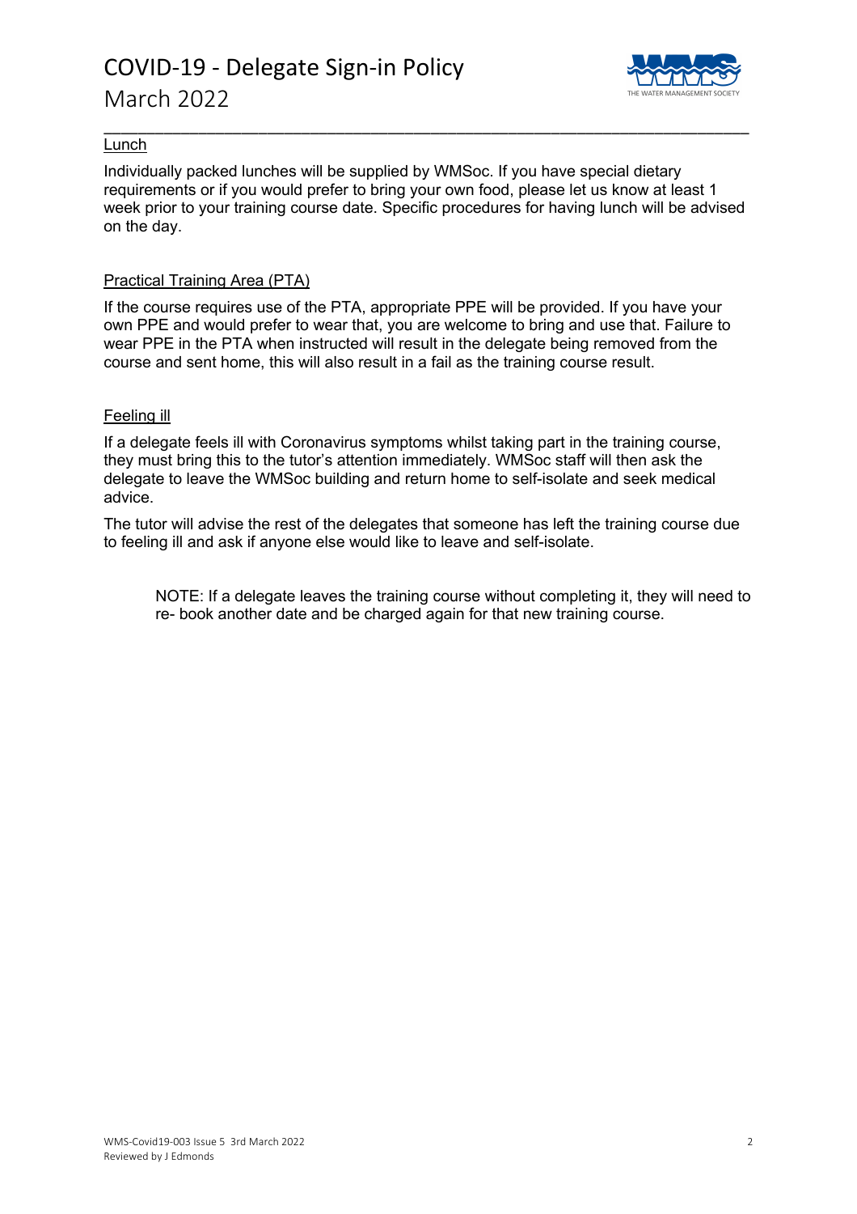### Lunch

Individually packed lunches will be supplied by WMSoc. If you have special dietary requirements or if you would prefer to bring your own food, please let us know at least 1 week prior to your training course date. Specific procedures for having lunch will be advised on the day.

### Practical Training Area (PTA)

If the course requires use of the PTA, appropriate PPE will be provided. If you have your own PPE and would prefer to wear that, you are welcome to bring and use that. Failure to wear PPE in the PTA when instructed will result in the delegate being removed from the course and sent home, this will also result in a fail as the training course result.

### Feeling ill

If a delegate feels ill with Coronavirus symptoms whilst taking part in the training course, they must bring this to the tutor's attention immediately. WMSoc staff will then ask the delegate to leave the WMSoc building and return home to self-isolate and seek medical advice.

The tutor will advise the rest of the delegates that someone has left the training course due to feeling ill and ask if anyone else would like to leave and self-isolate.

> NOTE: If a delegate leaves the training course without completing it, they will need to re- book another date and be charged again for that new training course.

WMS-Covid19-003 Issue 5 3rd March 2022
Reviewed by J Edmonds